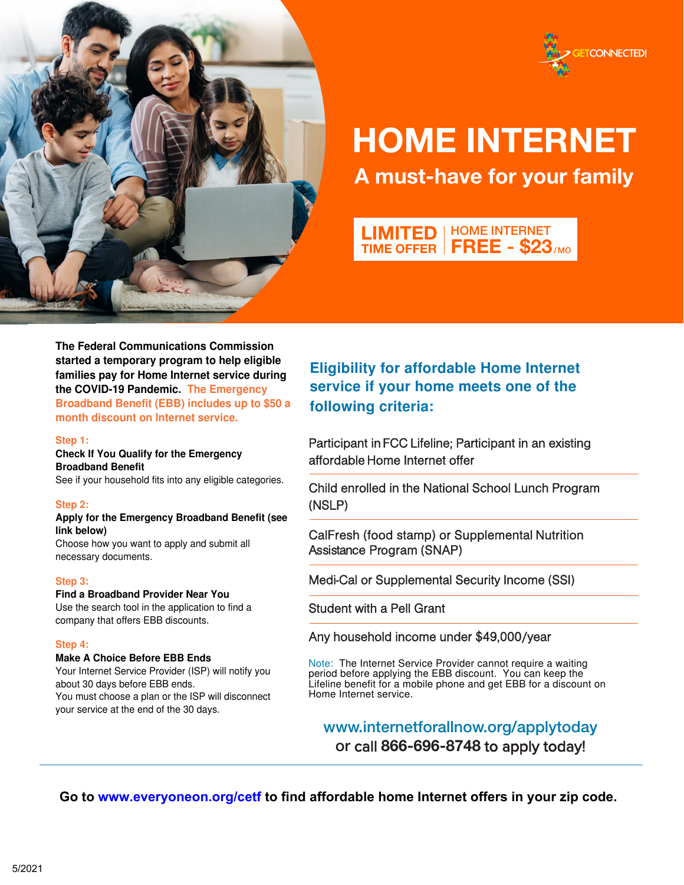GETCONNECTED!

# HOME INTERNET

## A must-have for your family

**LIMITED TIME OFFER** | **HOME INTERNET FREE - $23/MO**

**The Federal Communications Commission started a temporary program to help eligible families pay for Home Internet service during the COVID-19 Pandemic. The Emergency Broadband Benefit (EBB) includes up to $50 a month discount on Internet service.**

**Step 1:**
**Check If You Qualify for the Emergency Broadband Benefit**
See if your household fits into any eligible categories.

**Step 2:**
**Apply for the Emergency Broadband Benefit (see link below)**
Choose how you want to apply and submit all necessary documents.

**Step 3:**
**Find a Broadband Provider Near You**
Use the search tool in the application to find a company that offers EBB discounts.

**Step 4:**
**Make A Choice Before EBB Ends**
Your Internet Service Provider (ISP) will notify you about 30 days before EBB ends.
You must choose a plan or the ISP will disconnect your service at the end of the 30 days.

### Eligibility for affordable Home Internet service if your home meets one of the following criteria:

- Participant in FCC Lifeline; Participant in an existing affordable Home Internet offer
- Child enrolled in the National School Lunch Program (NSLP)
- CalFresh (food stamp) or Supplemental Nutrition Assistance Program (SNAP)
- Medi-Cal or Supplemental Security Income (SSI)
- Student with a Pell Grant
- Any household income under $49,000/year

Note: The Internet Service Provider cannot require a waiting period before applying the EBB discount. You can keep the Lifeline benefit for a mobile phone and get EBB for a discount on Home Internet service.

www.internetforallnow.org/applytoday
or call **866-696-8748** to apply today!

**Go to www.everyoneon.org/cetf to find affordable home Internet offers in your zip code.**

5/2021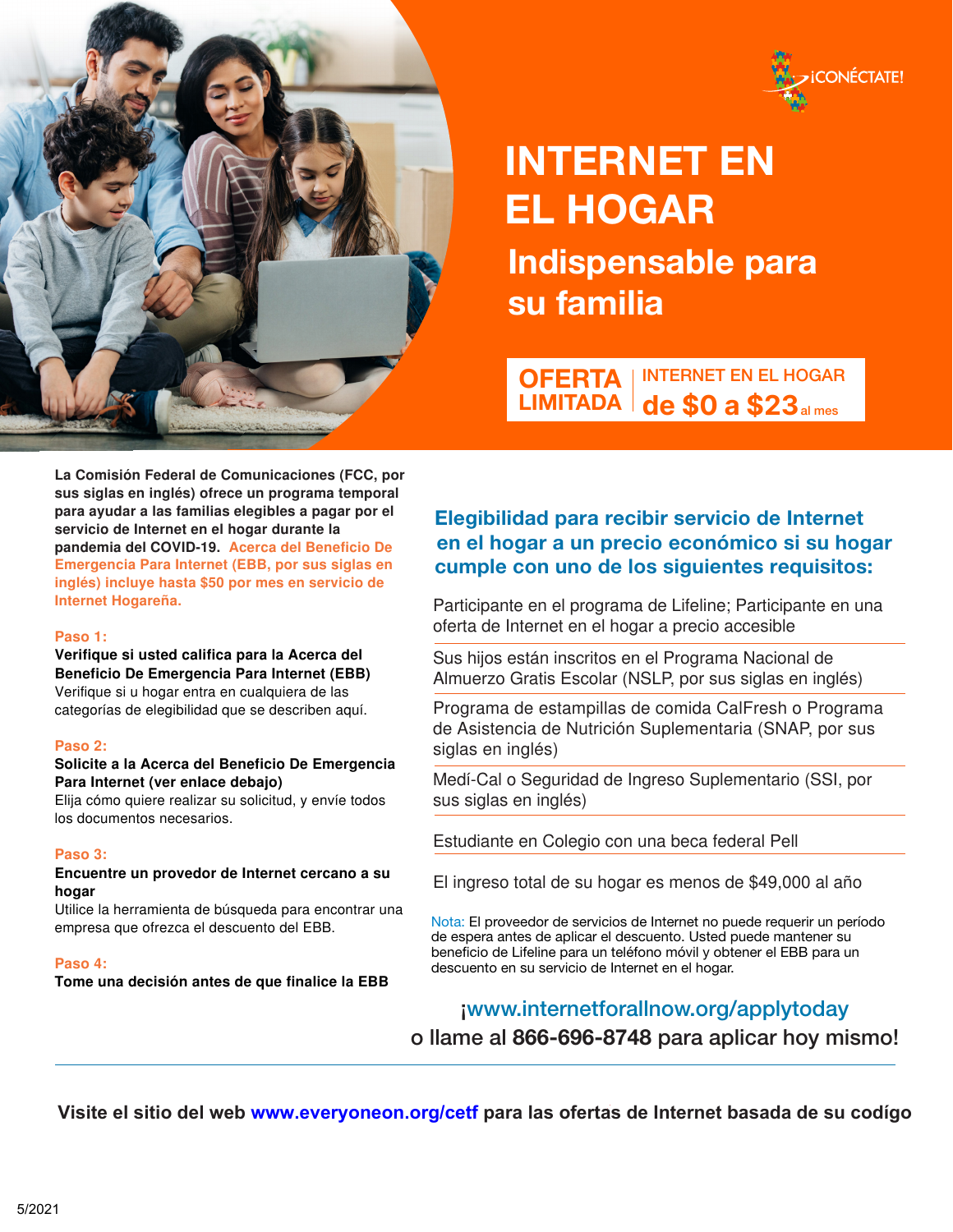¡CONÉCTATE!

# INTERNET EN EL HOGAR

## Indispensable para su familia

**OFERTA LIMITADA** | INTERNET EN EL HOGAR **de $0 a $23** al mes

**La Comisión Federal de Comunicaciones (FCC, por sus siglas en inglés) ofrece un programa temporal para ayudar a las familias elegibles a pagar por el servicio de Internet en el hogar durante la pandemia del COVID-19.** **Acerca del Beneficio De Emergencia Para Internet (EBB, por sus siglas en inglés) incluye hasta $50 por mes en servicio de Internet Hogareña.**

**Paso 1:**
**Verifique si usted califica para la Acerca del Beneficio De Emergencia Para Internet (EBB)**
Verifique si u hogar entra en cualquiera de las categorías de elegibilidad que se describen aquí.

**Paso 2:**
**Solicite a la Acerca del Beneficio De Emergencia Para Internet (ver enlace debajo)**
Elija cómo quiere realizar su solicitud, y envíe todos los documentos necesarios.

**Paso 3:**
**Encuentre un provedor de Internet cercano a su hogar**
Utilice la herramienta de búsqueda para encontrar una empresa que ofrezca el descuento del EBB.

**Paso 4:**
**Tome una decisión antes de que finalice la EBB**

### Elegibilidad para recibir servicio de Internet en el hogar a un precio económico si su hogar cumple con uno de los siguientes requisitos:

- Participante en el programa de Lifeline; Participante en una oferta de Internet en el hogar a precio accesible
- Sus hijos están inscritos en el Programa Nacional de Almuerzo Gratis Escolar (NSLP, por sus siglas en inglés)
- Programa de estampillas de comida CalFresh o Programa de Asistencia de Nutrición Suplementaria (SNAP, por sus siglas en inglés)
- Medí-Cal o Seguridad de Ingreso Suplementario (SSI, por sus siglas en inglés)
- Estudiante en Colegio con una beca federal Pell
- El ingreso total de su hogar es menos de $49,000 al año

Nota: El proveedor de servicios de Internet no puede requerir un período de espera antes de aplicar el descuento. Usted puede mantener su beneficio de Lifeline para un teléfono móvil y obtener el EBB para un descuento en su servicio de Internet en el hogar.

¡www.internetforallnow.org/applytoday
o llame al **866-696-8748** para aplicar hoy mismo!

**Visite el sitio del web www.everyoneon.org/cetf para las ofertas de Internet basada de su codígo**

5/2021